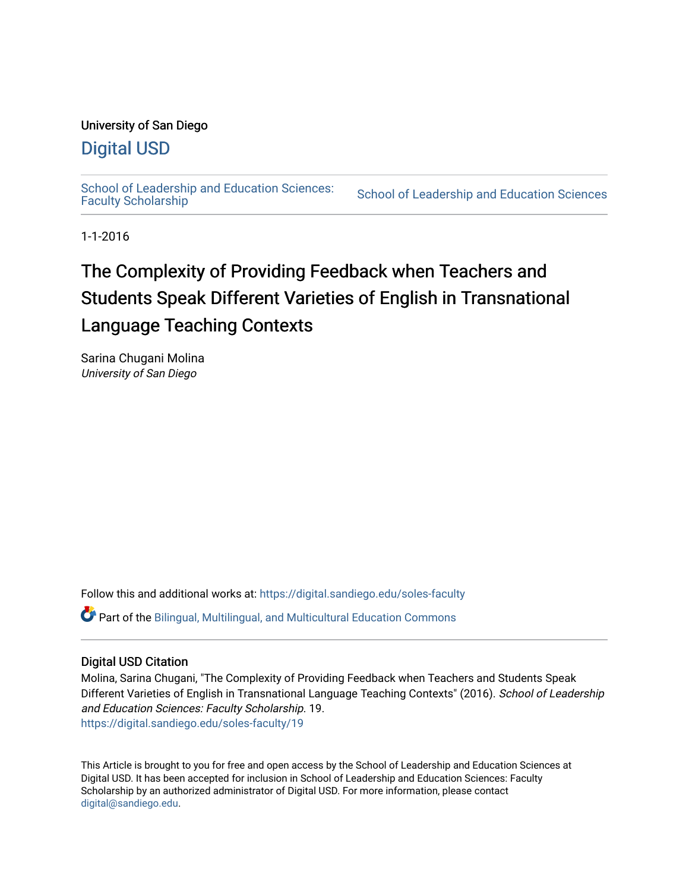University of San Diego

## Digital USD

School of Leadership and Education Sciences: Faculty Scholarship | School of Leadership and Education Sciences

1-1-2016

# The Complexity of Providing Feedback when Teachers and Students Speak Different Varieties of English in Transnational Language Teaching Contexts

Sarina Chugani Molina
*University of San Diego*

Follow this and additional works at: https://digital.sandiego.edu/soles-faculty

Part of the Bilingual, Multilingual, and Multicultural Education Commons

### Digital USD Citation

Molina, Sarina Chugani, "The Complexity of Providing Feedback when Teachers and Students Speak Different Varieties of English in Transnational Language Teaching Contexts" (2016). *School of Leadership and Education Sciences: Faculty Scholarship*. 19.
https://digital.sandiego.edu/soles-faculty/19

This Article is brought to you for free and open access by the School of Leadership and Education Sciences at Digital USD. It has been accepted for inclusion in School of Leadership and Education Sciences: Faculty Scholarship by an authorized administrator of Digital USD. For more information, please contact digital@sandiego.edu.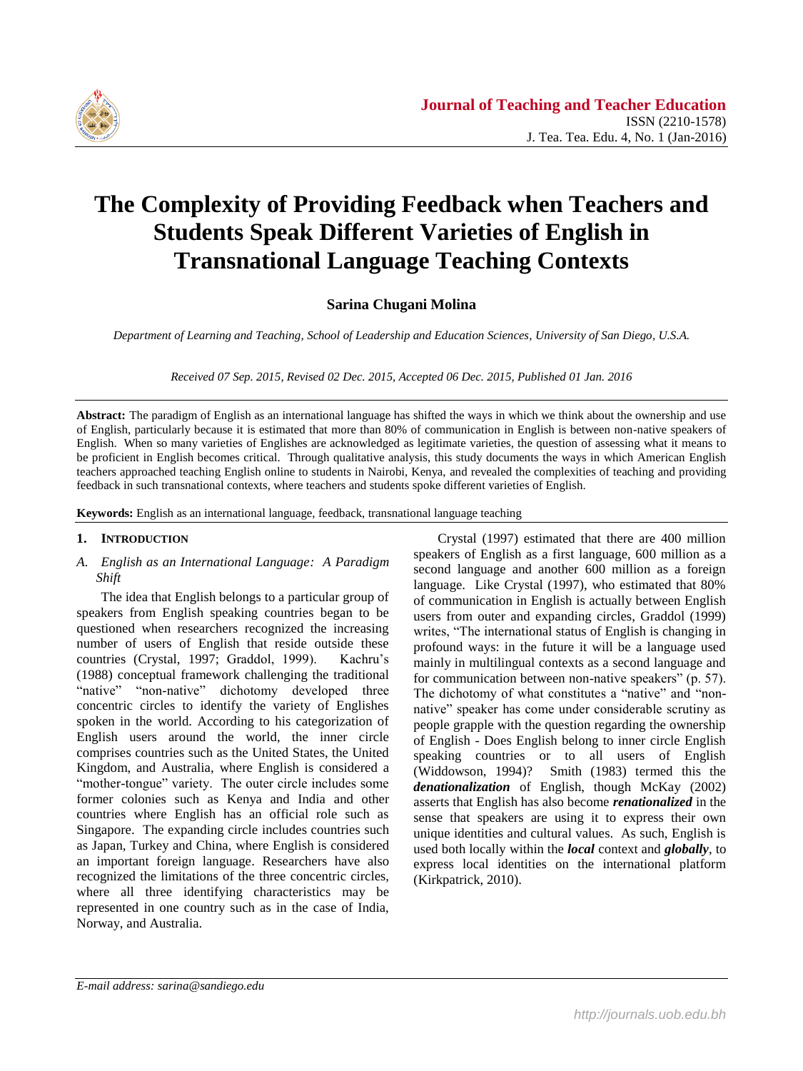# The Complexity of Providing Feedback when Teachers and Students Speak Different Varieties of English in Transnational Language Teaching Contexts

**Sarina Chugani Molina**

*Department of Learning and Teaching, School of Leadership and Education Sciences, University of San Diego, U.S.A.*

*Received 07 Sep. 2015, Revised 02 Dec. 2015, Accepted 06 Dec. 2015, Published 01 Jan. 2016*

**Abstract:** The paradigm of English as an international language has shifted the ways in which we think about the ownership and use of English, particularly because it is estimated that more than 80% of communication in English is between non-native speakers of English. When so many varieties of Englishes are acknowledged as legitimate varieties, the question of assessing what it means to be proficient in English becomes critical. Through qualitative analysis, this study documents the ways in which American English teachers approached teaching English online to students in Nairobi, Kenya, and revealed the complexities of teaching and providing feedback in such transnational contexts, where teachers and students spoke different varieties of English.

**Keywords:** English as an international language, feedback, transnational language teaching

## 1. Introduction

### *A. English as an International Language: A Paradigm Shift*

The idea that English belongs to a particular group of speakers from English speaking countries began to be questioned when researchers recognized the increasing number of users of English that reside outside these countries (Crystal, 1997; Graddol, 1999). Kachru's (1988) conceptual framework challenging the traditional "native" "non-native" dichotomy developed three concentric circles to identify the variety of Englishes spoken in the world. According to his categorization of English users around the world, the inner circle comprises countries such as the United States, the United Kingdom, and Australia, where English is considered a "mother-tongue" variety. The outer circle includes some former colonies such as Kenya and India and other countries where English has an official role such as Singapore. The expanding circle includes countries such as Japan, Turkey and China, where English is considered an important foreign language. Researchers have also recognized the limitations of the three concentric circles, where all three identifying characteristics may be represented in one country such as in the case of India, Norway, and Australia.

Crystal (1997) estimated that there are 400 million speakers of English as a first language, 600 million as a second language and another 600 million as a foreign language. Like Crystal (1997), who estimated that 80% of communication in English is actually between English users from outer and expanding circles, Graddol (1999) writes, "The international status of English is changing in profound ways: in the future it will be a language used mainly in multilingual contexts as a second language and for communication between non-native speakers" (p. 57). The dichotomy of what constitutes a "native" and "non-native" speaker has come under considerable scrutiny as people grapple with the question regarding the ownership of English - Does English belong to inner circle English speaking countries or to all users of English (Widdowson, 1994)? Smith (1983) termed this the ***denationalization*** of English, though McKay (2002) asserts that English has also become ***renationalized*** in the sense that speakers are using it to express their own unique identities and cultural values. As such, English is used both locally within the ***local*** context and ***globally***, to express local identities on the international platform (Kirkpatrick, 2010).

*E-mail address: sarina@sandiego.edu*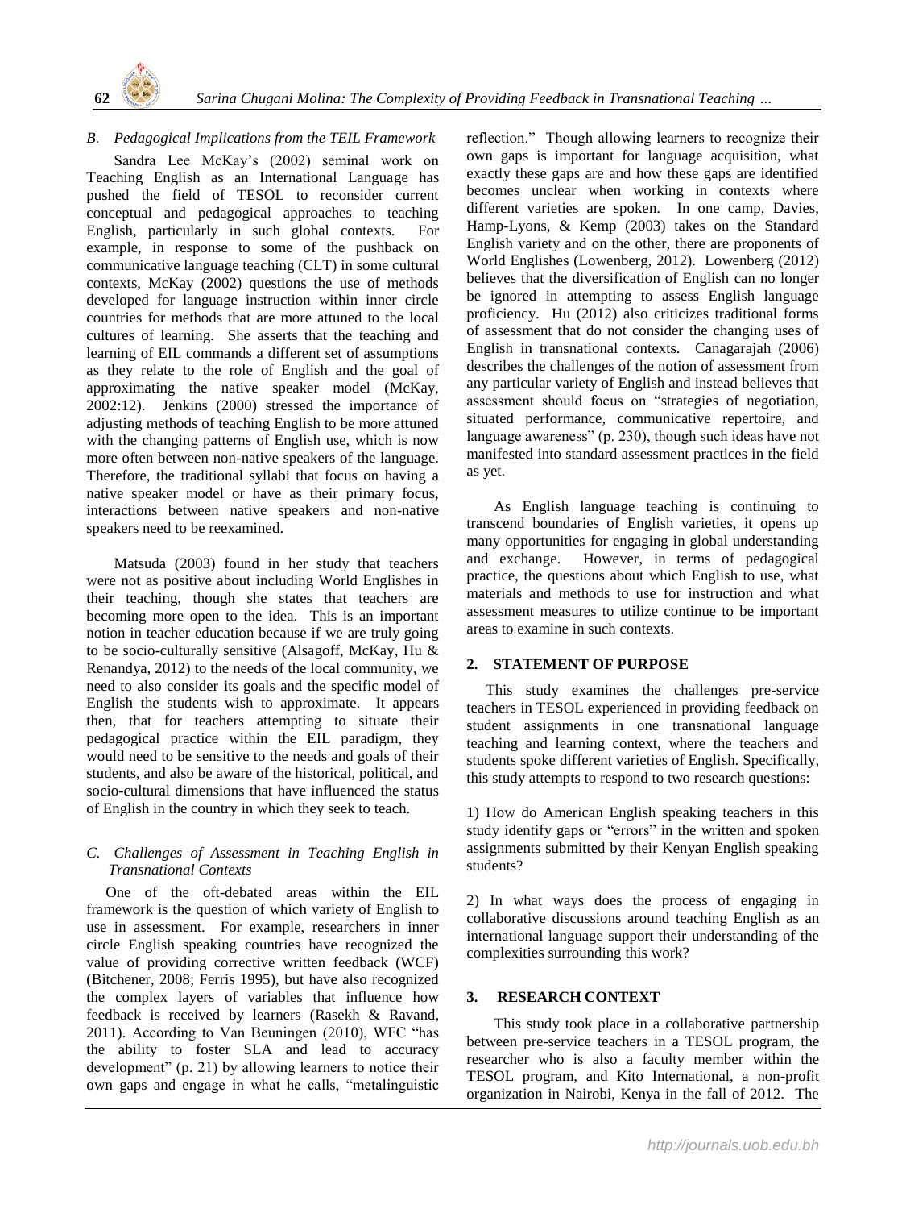### B. Pedagogical Implications from the TEIL Framework

Sandra Lee McKay's (2002) seminal work on Teaching English as an International Language has pushed the field of TESOL to reconsider current conceptual and pedagogical approaches to teaching English, particularly in such global contexts. For example, in response to some of the pushback on communicative language teaching (CLT) in some cultural contexts, McKay (2002) questions the use of methods developed for language instruction within inner circle countries for methods that are more attuned to the local cultures of learning. She asserts that the teaching and learning of EIL commands a different set of assumptions as they relate to the role of English and the goal of approximating the native speaker model (McKay, 2002:12). Jenkins (2000) stressed the importance of adjusting methods of teaching English to be more attuned with the changing patterns of English use, which is now more often between non-native speakers of the language. Therefore, the traditional syllabi that focus on having a native speaker model or have as their primary focus, interactions between native speakers and non-native speakers need to be reexamined.

Matsuda (2003) found in her study that teachers were not as positive about including World Englishes in their teaching, though she states that teachers are becoming more open to the idea. This is an important notion in teacher education because if we are truly going to be socio-culturally sensitive (Alsagoff, McKay, Hu & Renandya, 2012) to the needs of the local community, we need to also consider its goals and the specific model of English the students wish to approximate. It appears then, that for teachers attempting to situate their pedagogical practice within the EIL paradigm, they would need to be sensitive to the needs and goals of their students, and also be aware of the historical, political, and socio-cultural dimensions that have influenced the status of English in the country in which they seek to teach.

### C. Challenges of Assessment in Teaching English in Transnational Contexts

One of the oft-debated areas within the EIL framework is the question of which variety of English to use in assessment. For example, researchers in inner circle English speaking countries have recognized the value of providing corrective written feedback (WCF) (Bitchener, 2008; Ferris 1995), but have also recognized the complex layers of variables that influence how feedback is received by learners (Rasekh & Ravand, 2011). According to Van Beuningen (2010), WFC "has the ability to foster SLA and lead to accuracy development" (p. 21) by allowing learners to notice their own gaps and engage in what he calls, "metalinguistic reflection." Though allowing learners to recognize their own gaps is important for language acquisition, what exactly these gaps are and how these gaps are identified becomes unclear when working in contexts where different varieties are spoken. In one camp, Davies, Hamp-Lyons, & Kemp (2003) takes on the Standard English variety and on the other, there are proponents of World Englishes (Lowenberg, 2012). Lowenberg (2012) believes that the diversification of English can no longer be ignored in attempting to assess English language proficiency. Hu (2012) also criticizes traditional forms of assessment that do not consider the changing uses of English in transnational contexts. Canagarajah (2006) describes the challenges of the notion of assessment from any particular variety of English and instead believes that assessment should focus on "strategies of negotiation, situated performance, communicative repertoire, and language awareness" (p. 230), though such ideas have not manifested into standard assessment practices in the field as yet.

As English language teaching is continuing to transcend boundaries of English varieties, it opens up many opportunities for engaging in global understanding and exchange. However, in terms of pedagogical practice, the questions about which English to use, what materials and methods to use for instruction and what assessment measures to utilize continue to be important areas to examine in such contexts.

## 2. STATEMENT OF PURPOSE

This study examines the challenges pre-service teachers in TESOL experienced in providing feedback on student assignments in one transnational language teaching and learning context, where the teachers and students spoke different varieties of English. Specifically, this study attempts to respond to two research questions:

1) How do American English speaking teachers in this study identify gaps or "errors" in the written and spoken assignments submitted by their Kenyan English speaking students?

2) In what ways does the process of engaging in collaborative discussions around teaching English as an international language support their understanding of the complexities surrounding this work?

## 3. RESEARCH CONTEXT

This study took place in a collaborative partnership between pre-service teachers in a TESOL program, the researcher who is also a faculty member within the TESOL program, and Kito International, a non-profit organization in Nairobi, Kenya in the fall of 2012. The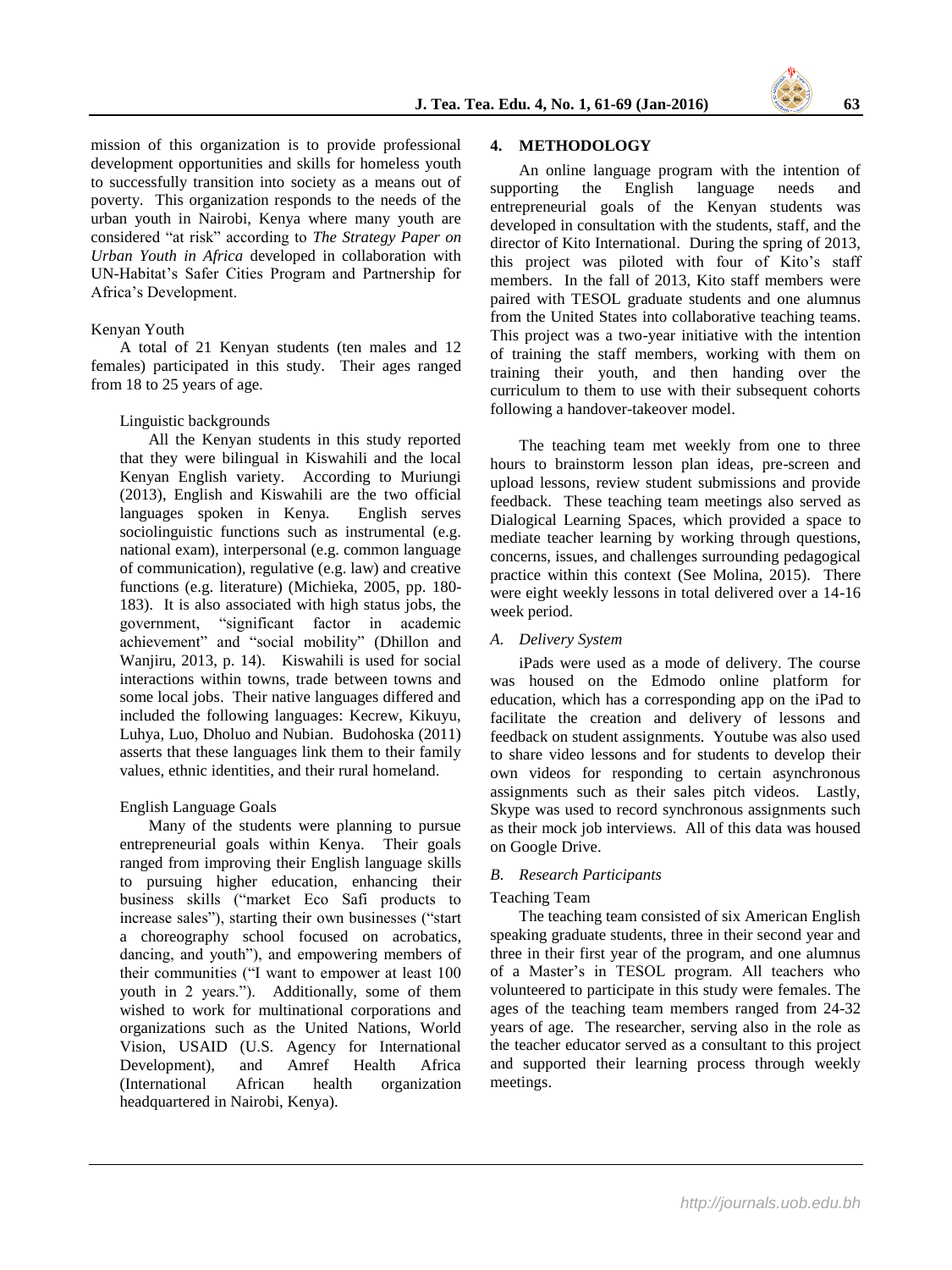mission of this organization is to provide professional development opportunities and skills for homeless youth to successfully transition into society as a means out of poverty. This organization responds to the needs of the urban youth in Nairobi, Kenya where many youth are considered "at risk" according to *The Strategy Paper on Urban Youth in Africa* developed in collaboration with UN-Habitat's Safer Cities Program and Partnership for Africa's Development.

Kenyan Youth

A total of 21 Kenyan students (ten males and 12 females) participated in this study. Their ages ranged from 18 to 25 years of age.

Linguistic backgrounds

All the Kenyan students in this study reported that they were bilingual in Kiswahili and the local Kenyan English variety. According to Muriungi (2013), English and Kiswahili are the two official languages spoken in Kenya. English serves sociolinguistic functions such as instrumental (e.g. national exam), interpersonal (e.g. common language of communication), regulative (e.g. law) and creative functions (e.g. literature) (Michieka, 2005, pp. 180-183). It is also associated with high status jobs, the government, "significant factor in academic achievement" and "social mobility" (Dhillon and Wanjiru, 2013, p. 14). Kiswahili is used for social interactions within towns, trade between towns and some local jobs. Their native languages differed and included the following languages: Kecrew, Kikuyu, Luhya, Luo, Dholuo and Nubian. Budohoska (2011) asserts that these languages link them to their family values, ethnic identities, and their rural homeland.

English Language Goals

Many of the students were planning to pursue entrepreneurial goals within Kenya. Their goals ranged from improving their English language skills to pursuing higher education, enhancing their business skills ("market Eco Safi products to increase sales"), starting their own businesses ("start a choreography school focused on acrobatics, dancing, and youth"), and empowering members of their communities ("I want to empower at least 100 youth in 2 years."). Additionally, some of them wished to work for multinational corporations and organizations such as the United Nations, World Vision, USAID (U.S. Agency for International Development), and Amref Health Africa (International African health organization headquartered in Nairobi, Kenya).

## 4. METHODOLOGY

An online language program with the intention of supporting the English language needs and entrepreneurial goals of the Kenyan students was developed in consultation with the students, staff, and the director of Kito International. During the spring of 2013, this project was piloted with four of Kito's staff members. In the fall of 2013, Kito staff members were paired with TESOL graduate students and one alumnus from the United States into collaborative teaching teams. This project was a two-year initiative with the intention of training the staff members, working with them on training their youth, and then handing over the curriculum to them to use with their subsequent cohorts following a handover-takeover model.

The teaching team met weekly from one to three hours to brainstorm lesson plan ideas, pre-screen and upload lessons, review student submissions and provide feedback. These teaching team meetings also served as Dialogical Learning Spaces, which provided a space to mediate teacher learning by working through questions, concerns, issues, and challenges surrounding pedagogical practice within this context (See Molina, 2015). There were eight weekly lessons in total delivered over a 14-16 week period.

### *A. Delivery System*

iPads were used as a mode of delivery. The course was housed on the Edmodo online platform for education, which has a corresponding app on the iPad to facilitate the creation and delivery of lessons and feedback on student assignments. Youtube was also used to share video lessons and for students to develop their own videos for responding to certain asynchronous assignments such as their sales pitch videos. Lastly, Skype was used to record synchronous assignments such as their mock job interviews. All of this data was housed on Google Drive.

### *B. Research Participants*

Teaching Team

The teaching team consisted of six American English speaking graduate students, three in their second year and three in their first year of the program, and one alumnus of a Master's in TESOL program. All teachers who volunteered to participate in this study were females. The ages of the teaching team members ranged from 24-32 years of age. The researcher, serving also in the role as the teacher educator served as a consultant to this project and supported their learning process through weekly meetings.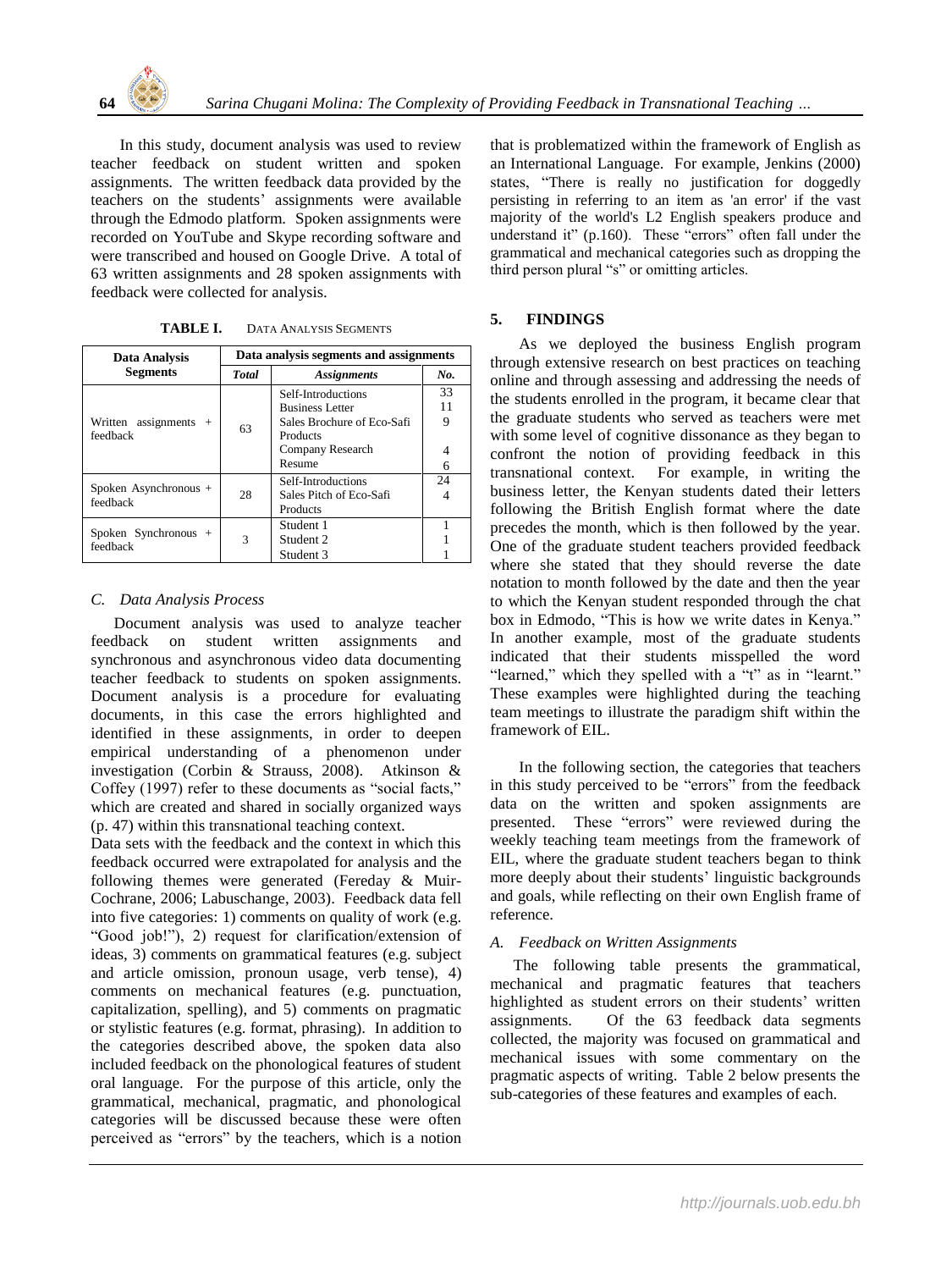In this study, document analysis was used to review teacher feedback on student written and spoken assignments. The written feedback data provided by the teachers on the students' assignments were available through the Edmodo platform. Spoken assignments were recorded on YouTube and Skype recording software and were transcribed and housed on Google Drive. A total of 63 written assignments and 28 spoken assignments with feedback were collected for analysis.

**TABLE I.** DATA ANALYSIS SEGMENTS

| Data Analysis Segments | Data analysis segments and assignments | | |
|---|---|---|---|
| | *Total* | *Assignments* | *No.* |
| Written assignments + feedback | 63 | Self-Introductions<br>Business Letter<br>Sales Brochure of Eco-Safi Products<br>Company Research<br>Resume | 33<br>11<br>9<br>4<br>6 |
| Spoken Asynchronous + feedback | 28 | Self-Introductions<br>Sales Pitch of Eco-Safi Products | 24<br>4 |
| Spoken Synchronous + feedback | 3 | Student 1<br>Student 2<br>Student 3 | 1<br>1<br>1 |

### *C. Data Analysis Process*

Document analysis was used to analyze teacher feedback on student written assignments and synchronous and asynchronous video data documenting teacher feedback to students on spoken assignments. Document analysis is a procedure for evaluating documents, in this case the errors highlighted and identified in these assignments, in order to deepen empirical understanding of a phenomenon under investigation (Corbin & Strauss, 2008). Atkinson & Coffey (1997) refer to these documents as "social facts," which are created and shared in socially organized ways (p. 47) within this transnational teaching context.

Data sets with the feedback and the context in which this feedback occurred were extrapolated for analysis and the following themes were generated (Fereday & Muir-Cochrane, 2006; Labuschange, 2003). Feedback data fell into five categories: 1) comments on quality of work (e.g. "Good job!"), 2) request for clarification/extension of ideas, 3) comments on grammatical features (e.g. subject and article omission, pronoun usage, verb tense), 4) comments on mechanical features (e.g. punctuation, capitalization, spelling), and 5) comments on pragmatic or stylistic features (e.g. format, phrasing). In addition to the categories described above, the spoken data also included feedback on the phonological features of student oral language. For the purpose of this article, only the grammatical, mechanical, pragmatic, and phonological categories will be discussed because these were often perceived as "errors" by the teachers, which is a notion that is problematized within the framework of English as an International Language. For example, Jenkins (2000) states, "There is really no justification for doggedly persisting in referring to an item as 'an error' if the vast majority of the world's L2 English speakers produce and understand it" (p.160). These "errors" often fall under the grammatical and mechanical categories such as dropping the third person plural "s" or omitting articles.

## 5. FINDINGS

As we deployed the business English program through extensive research on best practices on teaching online and through assessing and addressing the needs of the students enrolled in the program, it became clear that the graduate students who served as teachers were met with some level of cognitive dissonance as they began to confront the notion of providing feedback in this transnational context. For example, in writing the business letter, the Kenyan students dated their letters following the British English format where the date precedes the month, which is then followed by the year. One of the graduate student teachers provided feedback where she stated that they should reverse the date notation to month followed by the date and then the year to which the Kenyan student responded through the chat box in Edmodo, "This is how we write dates in Kenya." In another example, most of the graduate students indicated that their students misspelled the word "learned," which they spelled with a "t" as in "learnt." These examples were highlighted during the teaching team meetings to illustrate the paradigm shift within the framework of EIL.

In the following section, the categories that teachers in this study perceived to be "errors" from the feedback data on the written and spoken assignments are presented. These "errors" were reviewed during the weekly teaching team meetings from the framework of EIL, where the graduate student teachers began to think more deeply about their students' linguistic backgrounds and goals, while reflecting on their own English frame of reference.

### *A. Feedback on Written Assignments*

The following table presents the grammatical, mechanical and pragmatic features that teachers highlighted as student errors on their students' written assignments. Of the 63 feedback data segments collected, the majority was focused on grammatical and mechanical issues with some commentary on the pragmatic aspects of writing. Table 2 below presents the sub-categories of these features and examples of each.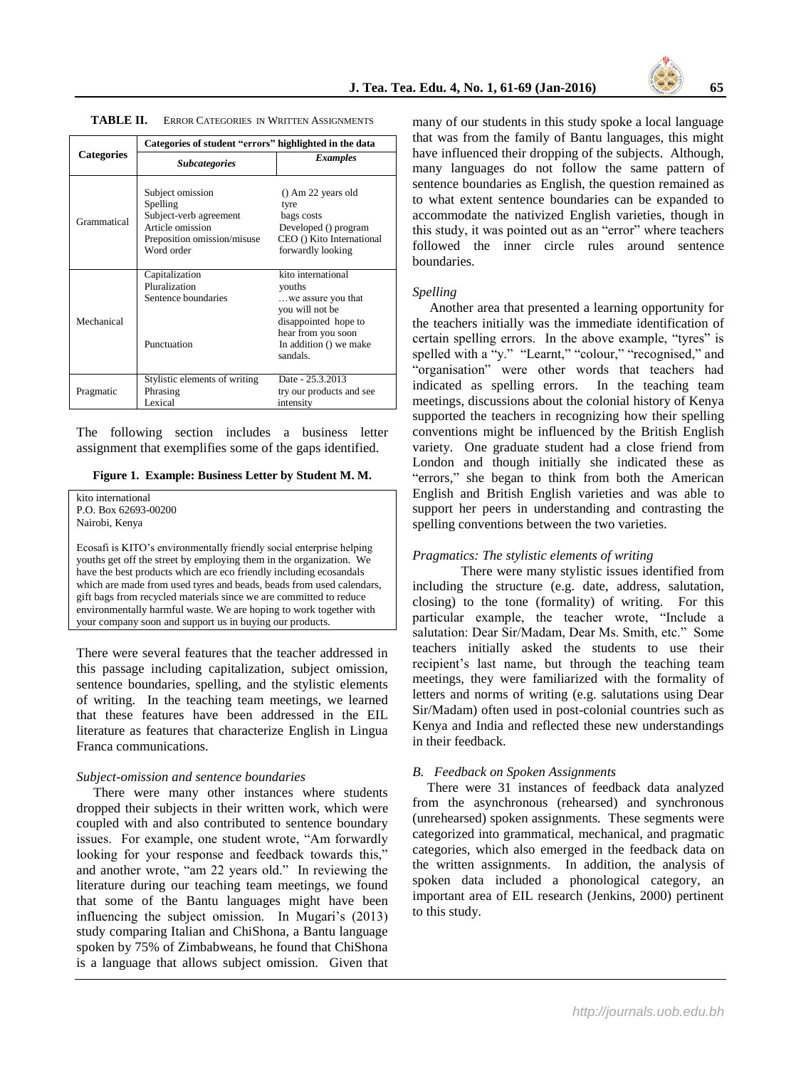**TABLE II.** Error Categories in Written Assignments

| Categories | Categories of student "errors" highlighted in the data | |
|---|---|---|
| | *Subcategories* | *Examples* |
| Grammatical | Subject omission<br>Spelling<br>Subject-verb agreement<br>Article omission<br>Preposition omission/misuse<br>Word order | () Am 22 years old<br>tyre<br>bags costs<br>Developed () program<br>CEO () Kito International<br>forwardly looking |
| Mechanical | Capitalization<br>Pluralization<br>Sentence boundaries<br><br>Punctuation | kito international<br>youths<br>…we assure you that you will not be disappointed hope to hear from you soon<br>In addition () we make sandals. |
| Pragmatic | Stylistic elements of writing<br>Phrasing<br>Lexical | Date - 25.3.2013<br>try our products and see<br>intensity |

The following section includes a business letter assignment that exemplifies some of the gaps identified.

**Figure 1. Example: Business Letter by Student M. M.**

> kito international
> P.O. Box 62693-00200
> Nairobi, Kenya
>
> Ecosafi is KITO's environmentally friendly social enterprise helping youths get off the street by employing them in the organization. We have the best products which are eco friendly including ecosandals which are made from used tyres and beads, beads from used calendars, gift bags from recycled materials since we are committed to reduce environmentally harmful waste. We are hoping to work together with your company soon and support us in buying our products.

There were several features that the teacher addressed in this passage including capitalization, subject omission, sentence boundaries, spelling, and the stylistic elements of writing. In the teaching team meetings, we learned that these features have been addressed in the EIL literature as features that characterize English in Lingua Franca communications.

*Subject-omission and sentence boundaries*

There were many other instances where students dropped their subjects in their written work, which were coupled with and also contributed to sentence boundary issues. For example, one student wrote, "Am forwardly looking for your response and feedback towards this," and another wrote, "am 22 years old." In reviewing the literature during our teaching team meetings, we found that some of the Bantu languages might have been influencing the subject omission. In Mugari's (2013) study comparing Italian and ChiShona, a Bantu language spoken by 75% of Zimbabweans, he found that ChiShona is a language that allows subject omission. Given that many of our students in this study spoke a local language that was from the family of Bantu languages, this might have influenced their dropping of the subjects. Although, many languages do not follow the same pattern of sentence boundaries as English, the question remained as to what extent sentence boundaries can be expanded to accommodate the nativized English varieties, though in this study, it was pointed out as an "error" where teachers followed the inner circle rules around sentence boundaries.

*Spelling*

Another area that presented a learning opportunity for the teachers initially was the immediate identification of certain spelling errors. In the above example, "tyres" is spelled with a "y." "Learnt," "colour," "recognised," and "organisation" were other words that teachers had indicated as spelling errors. In the teaching team meetings, discussions about the colonial history of Kenya supported the teachers in recognizing how their spelling conventions might be influenced by the British English variety. One graduate student had a close friend from London and though initially she indicated these as "errors," she began to think from both the American English and British English varieties and was able to support her peers in understanding and contrasting the spelling conventions between the two varieties.

*Pragmatics: The stylistic elements of writing*

There were many stylistic issues identified from including the structure (e.g. date, address, salutation, closing) to the tone (formality) of writing. For this particular example, the teacher wrote, "Include a salutation: Dear Sir/Madam, Dear Ms. Smith, etc." Some teachers initially asked the students to use their recipient's last name, but through the teaching team meetings, they were familiarized with the formality of letters and norms of writing (e.g. salutations using Dear Sir/Madam) often used in post-colonial countries such as Kenya and India and reflected these new understandings in their feedback.

### *B. Feedback on Spoken Assignments*

There were 31 instances of feedback data analyzed from the asynchronous (rehearsed) and synchronous (unrehearsed) spoken assignments. These segments were categorized into grammatical, mechanical, and pragmatic categories, which also emerged in the feedback data on the written assignments. In addition, the analysis of spoken data included a phonological category, an important area of EIL research (Jenkins, 2000) pertinent to this study.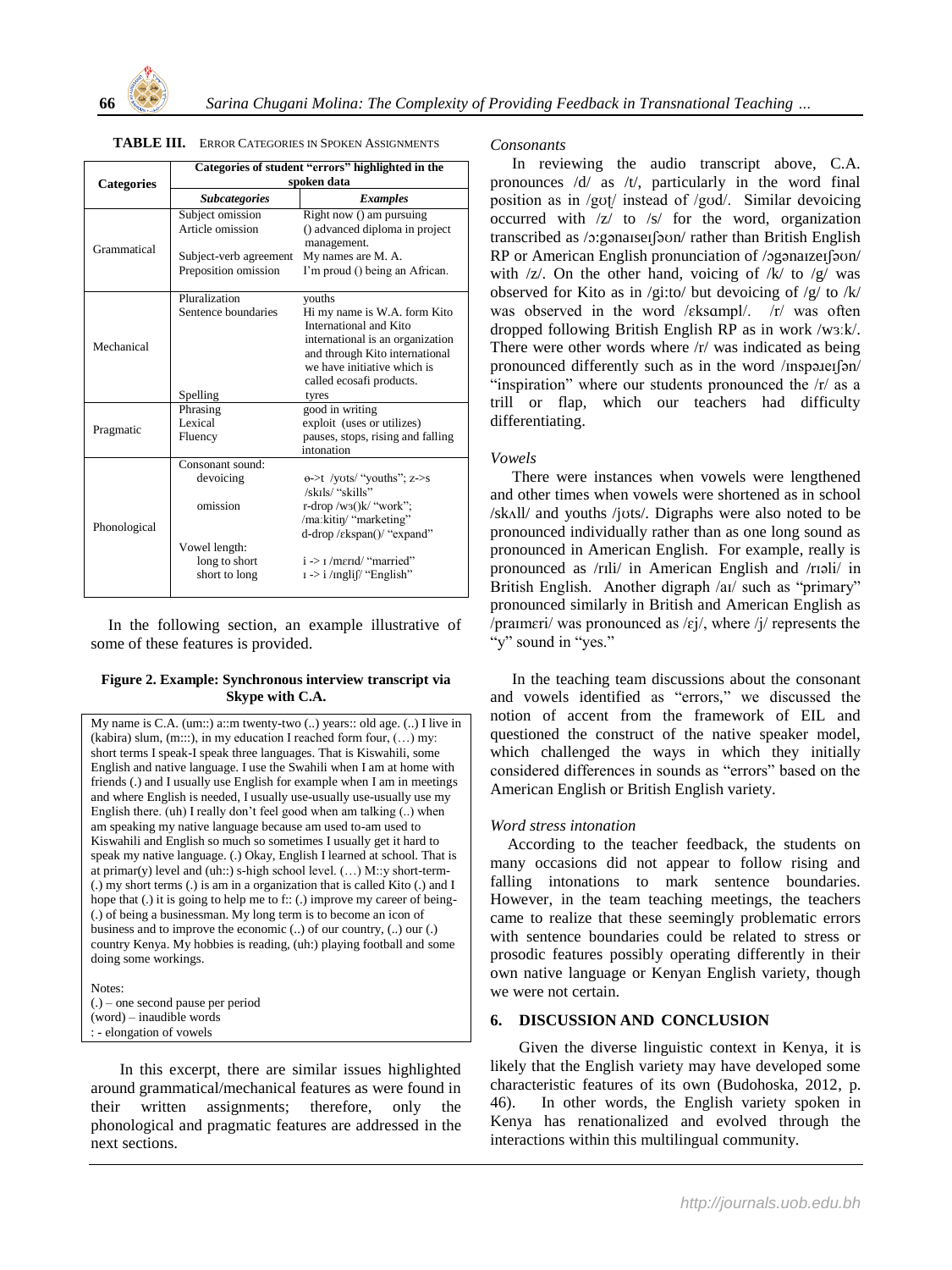**TABLE III.** Error Categories in Spoken Assignments

| Categories | Categories of student "errors" highlighted in the spoken data | |
|---|---|---|
| | ***Subcategories*** | ***Examples*** |
| Grammatical | Subject omission<br>Article omission<br><br>Subject-verb agreement<br>Preposition omission | Right now () am pursuing<br>() advanced diploma in project management.<br>My names are M. A.<br>I'm proud () being an African. |
| Mechanical | Pluralization<br>Sentence boundaries<br><br><br><br><br><br>Spelling | youths<br>Hi my name is W.A. form Kito International and Kito international is an organization and through Kito international we have initiative which is called ecosafi products.<br>tyres |
| Pragmatic | Phrasing<br>Lexical<br>Fluency | good in writing<br>exploit (uses or utilizes)<br>pauses, stops, rising and falling intonation |
| Phonological | Consonant sound:<br>devoicing<br><br>omission<br><br><br>Vowel length:<br>long to short<br>short to long | <br>ɵ->t /jʊts/ "youths"; z->s /skɪls/ "skills"<br>r-drop /wɜ()k/ "work"; /maːkitiŋ/ "marketing"<br>d-drop /ɛkspan()/ "expand"<br><br>i -> ɪ /mɛrɪd/ "married"<br>ɪ -> i /ɪngliʃ/ "English" |

In the following section, an example illustrative of some of these features is provided.

**Figure 2. Example: Synchronous interview transcript via Skype with C.A.**

> My name is C.A. (um::) a::m twenty-two (..) years:: old age. (..) I live in (kabira) slum, (m:::), in my education I reached form four, (…) my: short terms I speak-I speak three languages. That is Kiswahili, some English and native language. I use the Swahili when I am at home with friends (.) and I usually use English for example when I am in meetings and where English is needed, I usually use-usually use-usually use my English there. (uh) I really don't feel good when am talking (..) when am speaking my native language because am used to-am used to Kiswahili and English so much so sometimes I usually get it hard to speak my native language. (.) Okay, English I learned at school. That is at primar(y) level and (uh::) s-high school level. (…) M::y short-term-(.) my short terms (.) is am in a organization that is called Kito (.) and I hope that (.) it is going to help me to f:: (.) improve my career of being-(.) of being a businessman. My long term is to become an icon of business and to improve the economic (..) of our country, (..) our (.) country Kenya. My hobbies is reading, (uh:) playing football and some doing some workings.
>
> Notes:
> (.) – one second pause per period
> (word) – inaudible words
> : - elongation of vowels

In this excerpt, there are similar issues highlighted around grammatical/mechanical features as were found in their written assignments; therefore, only the phonological and pragmatic features are addressed in the next sections.

*Consonants*

In reviewing the audio transcript above, C.A. pronounces /d/ as /t/, particularly in the word final position as in /gʊt̬/ instead of /gʊd/. Similar devoicing occurred with /z/ to /s/ for the word, organization transcribed as /ɔːgənaɪseɪʃəʊn/ rather than British English RP or American English pronunciation of /ɔgənaɪzeɪʃəʊn/ with /z/. On the other hand, voicing of /k/ to /g/ was observed for Kito as in /giːto/ but devoicing of /g/ to /k/ was observed in the word /ɛksɑmpl/. /r/ was often dropped following British English RP as in work /wɜːk/. There were other words where /r/ was indicated as being pronounced differently such as in the word /ɪnspəɹeɪʃən/ "inspiration" where our students pronounced the /r/ as a trill or flap, which our teachers had difficulty differentiating.

*Vowels*

There were instances when vowels were lengthened and other times when vowels were shortened as in school /skʌll/ and youths /jʊts/. Digraphs were also noted to be pronounced individually rather than as one long sound as pronounced in American English. For example, really is pronounced as /rɪli/ in American English and /rɪəli/ in British English. Another digraph /aɪ/ such as "primary" pronounced similarly in British and American English as /praɪmɛri/ was pronounced as /ɛj/, where /j/ represents the "y" sound in "yes."

In the teaching team discussions about the consonant and vowels identified as "errors," we discussed the notion of accent from the framework of EIL and questioned the construct of the native speaker model, which challenged the ways in which they initially considered differences in sounds as "errors" based on the American English or British English variety.

*Word stress intonation*

According to the teacher feedback, the students on many occasions did not appear to follow rising and falling intonations to mark sentence boundaries. However, in the team teaching meetings, the teachers came to realize that these seemingly problematic errors with sentence boundaries could be related to stress or prosodic features possibly operating differently in their own native language or Kenyan English variety, though we were not certain.

## 6. DISCUSSION AND CONCLUSION

Given the diverse linguistic context in Kenya, it is likely that the English variety may have developed some characteristic features of its own (Budohoska, 2012, p. 46). In other words, the English variety spoken in Kenya has renationalized and evolved through the interactions within this multilingual community.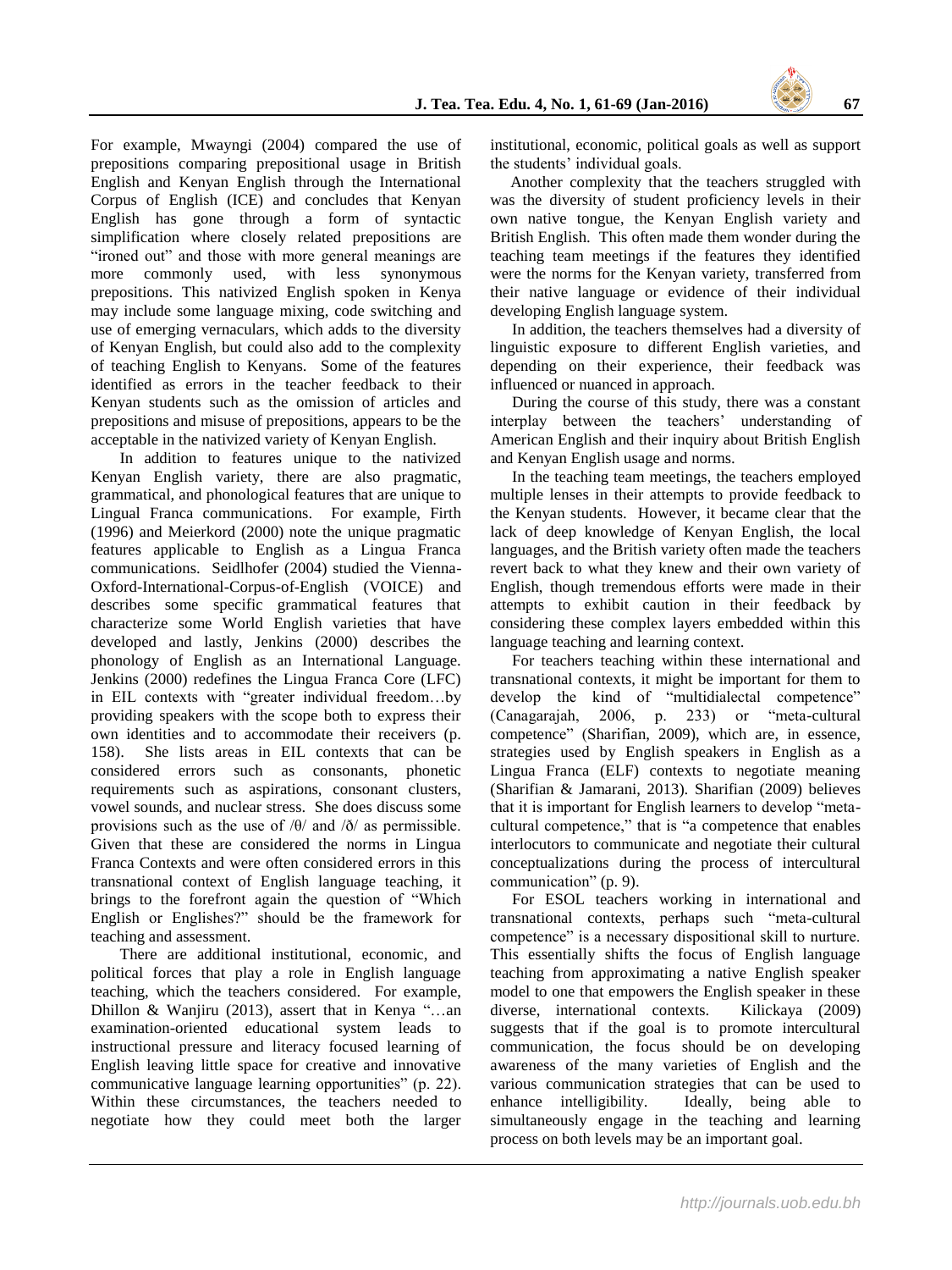For example, Mwayngi (2004) compared the use of prepositions comparing prepositional usage in British English and Kenyan English through the International Corpus of English (ICE) and concludes that Kenyan English has gone through a form of syntactic simplification where closely related prepositions are "ironed out" and those with more general meanings are more commonly used, with less synonymous prepositions. This nativized English spoken in Kenya may include some language mixing, code switching and use of emerging vernaculars, which adds to the diversity of Kenyan English, but could also add to the complexity of teaching English to Kenyans. Some of the features identified as errors in the teacher feedback to their Kenyan students such as the omission of articles and prepositions and misuse of prepositions, appears to be the acceptable in the nativized variety of Kenyan English.

In addition to features unique to the nativized Kenyan English variety, there are also pragmatic, grammatical, and phonological features that are unique to Lingual Franca communications. For example, Firth (1996) and Meierkord (2000) note the unique pragmatic features applicable to English as a Lingua Franca communications. Seidlhofer (2004) studied the Vienna-Oxford-International-Corpus-of-English (VOICE) and describes some specific grammatical features that characterize some World English varieties that have developed and lastly, Jenkins (2000) describes the phonology of English as an International Language. Jenkins (2000) redefines the Lingua Franca Core (LFC) in EIL contexts with "greater individual freedom…by providing speakers with the scope both to express their own identities and to accommodate their receivers (p. 158). She lists areas in EIL contexts that can be considered errors such as consonants, phonetic requirements such as aspirations, consonant clusters, vowel sounds, and nuclear stress. She does discuss some provisions such as the use of /θ/ and /ð/ as permissible. Given that these are considered the norms in Lingua Franca Contexts and were often considered errors in this transnational context of English language teaching, it brings to the forefront again the question of "Which English or Englishes?" should be the framework for teaching and assessment.

There are additional institutional, economic, and political forces that play a role in English language teaching, which the teachers considered. For example, Dhillon & Wanjiru (2013), assert that in Kenya "…an examination-oriented educational system leads to instructional pressure and literacy focused learning of English leaving little space for creative and innovative communicative language learning opportunities" (p. 22). Within these circumstances, the teachers needed to negotiate how they could meet both the larger institutional, economic, political goals as well as support the students' individual goals.

Another complexity that the teachers struggled with was the diversity of student proficiency levels in their own native tongue, the Kenyan English variety and British English. This often made them wonder during the teaching team meetings if the features they identified were the norms for the Kenyan variety, transferred from their native language or evidence of their individual developing English language system.

In addition, the teachers themselves had a diversity of linguistic exposure to different English varieties, and depending on their experience, their feedback was influenced or nuanced in approach.

During the course of this study, there was a constant interplay between the teachers' understanding of American English and their inquiry about British English and Kenyan English usage and norms.

In the teaching team meetings, the teachers employed multiple lenses in their attempts to provide feedback to the Kenyan students. However, it became clear that the lack of deep knowledge of Kenyan English, the local languages, and the British variety often made the teachers revert back to what they knew and their own variety of English, though tremendous efforts were made in their attempts to exhibit caution in their feedback by considering these complex layers embedded within this language teaching and learning context.

For teachers teaching within these international and transnational contexts, it might be important for them to develop the kind of "multidialectal competence" (Canagarajah, 2006, p. 233) or "meta-cultural competence" (Sharifian, 2009), which are, in essence, strategies used by English speakers in English as a Lingua Franca (ELF) contexts to negotiate meaning (Sharifian & Jamarani, 2013). Sharifian (2009) believes that it is important for English learners to develop "meta-cultural competence," that is "a competence that enables interlocutors to communicate and negotiate their cultural conceptualizations during the process of intercultural communication" (p. 9).

For ESOL teachers working in international and transnational contexts, perhaps such "meta-cultural competence" is a necessary dispositional skill to nurture. This essentially shifts the focus of English language teaching from approximating a native English speaker model to one that empowers the English speaker in these diverse, international contexts. Kilickaya (2009) suggests that if the goal is to promote intercultural communication, the focus should be on developing awareness of the many varieties of English and the various communication strategies that can be used to enhance intelligibility. Ideally, being able to simultaneously engage in the teaching and learning process on both levels may be an important goal.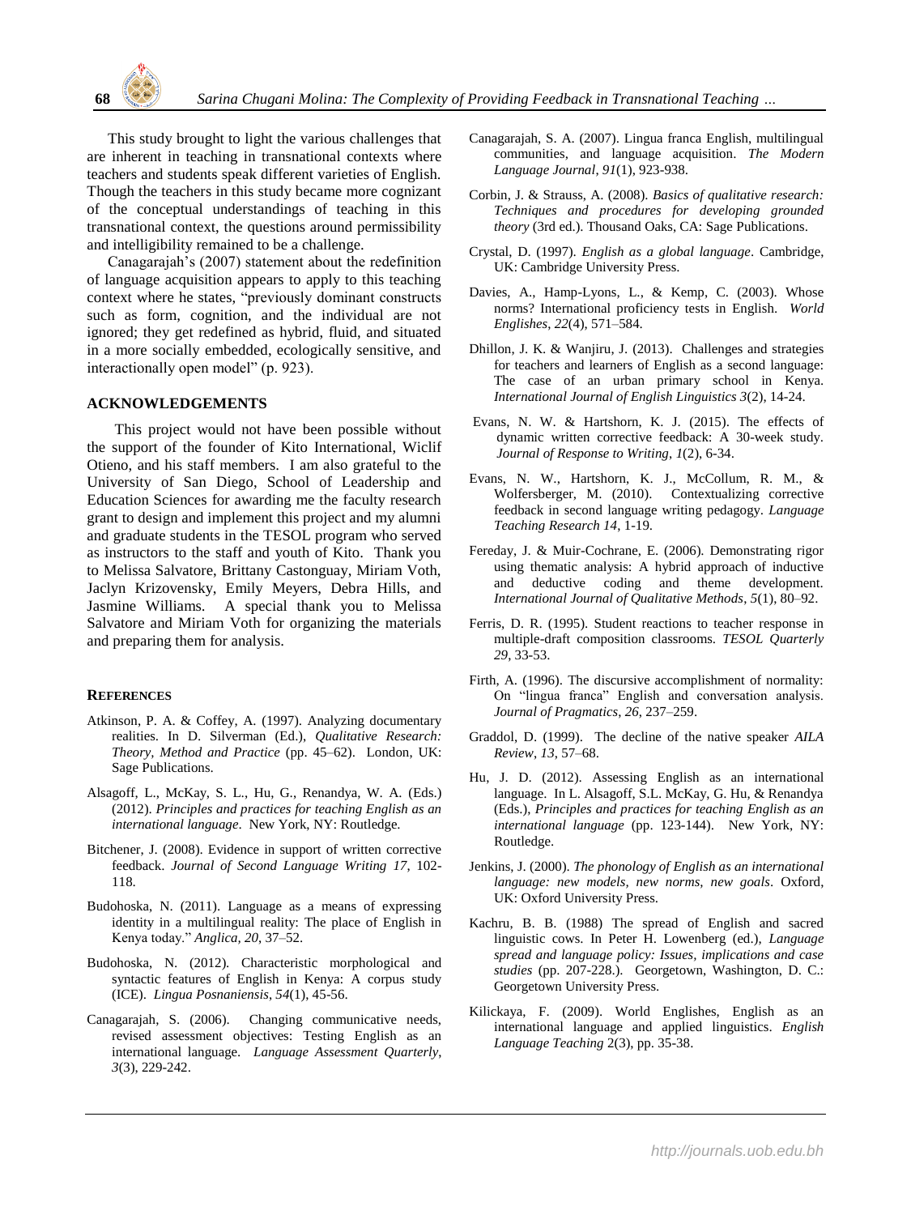This study brought to light the various challenges that are inherent in teaching in transnational contexts where teachers and students speak different varieties of English. Though the teachers in this study became more cognizant of the conceptual understandings of teaching in this transnational context, the questions around permissibility and intelligibility remained to be a challenge.

Canagarajah's (2007) statement about the redefinition of language acquisition appears to apply to this teaching context where he states, "previously dominant constructs such as form, cognition, and the individual are not ignored; they get redefined as hybrid, fluid, and situated in a more socially embedded, ecologically sensitive, and interactionally open model" (p. 923).

## ACKNOWLEDGEMENTS

This project would not have been possible without the support of the founder of Kito International, Wiclif Otieno, and his staff members. I am also grateful to the University of San Diego, School of Leadership and Education Sciences for awarding me the faculty research grant to design and implement this project and my alumni and graduate students in the TESOL program who served as instructors to the staff and youth of Kito. Thank you to Melissa Salvatore, Brittany Castonguay, Miriam Voth, Jaclyn Krizovensky, Emily Meyers, Debra Hills, and Jasmine Williams. A special thank you to Melissa Salvatore and Miriam Voth for organizing the materials and preparing them for analysis.

## REFERENCES

Atkinson, P. A. & Coffey, A. (1997). Analyzing documentary realities. In D. Silverman (Ed.), *Qualitative Research: Theory, Method and Practice* (pp. 45–62). London, UK: Sage Publications.

Alsagoff, L., McKay, S. L., Hu, G., Renandya, W. A. (Eds.) (2012). *Principles and practices for teaching English as an international language*. New York, NY: Routledge.

Bitchener, J. (2008). Evidence in support of written corrective feedback. *Journal of Second Language Writing 17*, 102-118.

Budohoska, N. (2011). Language as a means of expressing identity in a multilingual reality: The place of English in Kenya today." *Anglica, 20*, 37–52.

Budohoska, N. (2012). Characteristic morphological and syntactic features of English in Kenya: A corpus study (ICE). *Lingua Posnaniensis*, *54*(1), 45-56.

Canagarajah, S. (2006). Changing communicative needs, revised assessment objectives: Testing English as an international language. *Language Assessment Quarterly*, *3*(3), 229-242.

Canagarajah, S. A. (2007). Lingua franca English, multilingual communities, and language acquisition. *The Modern Language Journal*, *91*(1), 923-938.

Corbin, J. & Strauss, A. (2008). *Basics of qualitative research: Techniques and procedures for developing grounded theory* (3rd ed.). Thousand Oaks, CA: Sage Publications.

Crystal, D. (1997). *English as a global language*. Cambridge, UK: Cambridge University Press.

Davies, A., Hamp-Lyons, L., & Kemp, C. (2003). Whose norms? International proficiency tests in English. *World Englishes*, *22*(4), 571–584.

Dhillon, J. K. & Wanjiru, J. (2013). Challenges and strategies for teachers and learners of English as a second language: The case of an urban primary school in Kenya. *International Journal of English Linguistics 3*(2), 14-24.

Evans, N. W. & Hartshorn, K. J. (2015). The effects of dynamic written corrective feedback: A 30-week study. *Journal of Response to Writing*, *1*(2), 6-34.

Evans, N. W., Hartshorn, K. J., McCollum, R. M., & Wolfersberger, M. (2010). Contextualizing corrective feedback in second language writing pedagogy. *Language Teaching Research 14*, 1-19.

Fereday, J. & Muir-Cochrane, E. (2006). Demonstrating rigor using thematic analysis: A hybrid approach of inductive and deductive coding and theme development. *International Journal of Qualitative Methods*, *5*(1), 80–92.

Ferris, D. R. (1995). Student reactions to teacher response in multiple-draft composition classrooms. *TESOL Quarterly 29*, 33-53.

Firth, A. (1996). The discursive accomplishment of normality: On "lingua franca" English and conversation analysis. *Journal of Pragmatics*, *26*, 237–259.

Graddol, D. (1999). The decline of the native speaker *AILA Review*, *13*, 57–68.

Hu, J. D. (2012). Assessing English as an international language. In L. Alsagoff, S.L. McKay, G. Hu, & Renandya (Eds.), *Principles and practices for teaching English as an international language* (pp. 123-144). New York, NY: Routledge.

Jenkins, J. (2000). *The phonology of English as an international language: new models, new norms, new goals*. Oxford, UK: Oxford University Press.

Kachru, B. B. (1988) The spread of English and sacred linguistic cows. In Peter H. Lowenberg (ed.), *Language spread and language policy: Issues, implications and case studies* (pp. 207-228.). Georgetown, Washington, D. C.: Georgetown University Press.

Kilickaya, F. (2009). World Englishes, English as an international language and applied linguistics. *English Language Teaching* 2(3), pp. 35-38.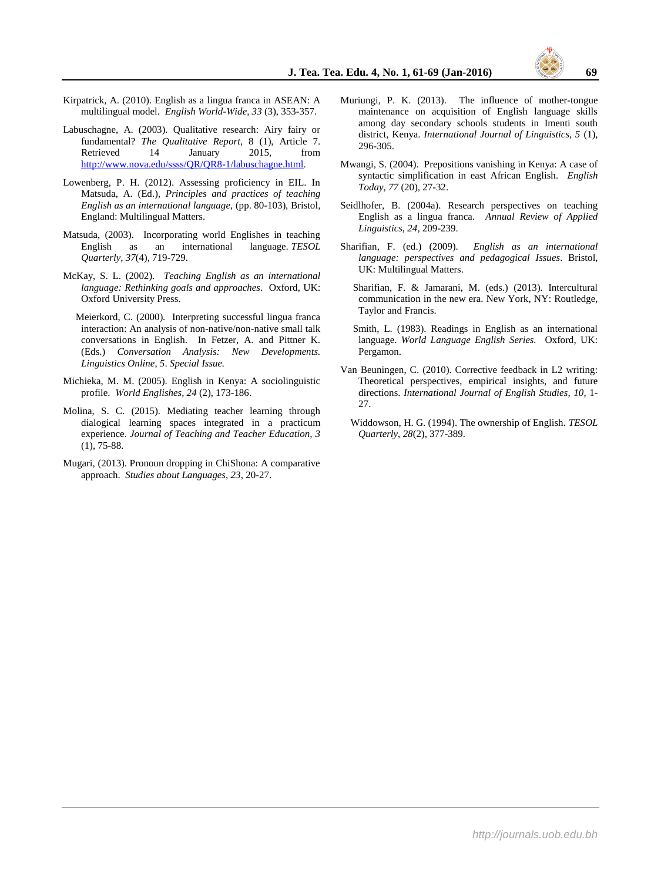Kirpatrick, A. (2010). English as a lingua franca in ASEAN: A multilingual model. *English World-Wide, 33* (3), 353-357.

Labuschagne, A. (2003). Qualitative research: Airy fairy or fundamental? *The Qualitative Report*, 8 (1), Article 7. Retrieved 14 January 2015, from http://www.nova.edu/ssss/QR/QR8-1/labuschagne.html.

Lowenberg, P. H. (2012). Assessing proficiency in EIL. In Matsuda, A. (Ed.), *Principles and practices of teaching English as an international language*, (pp. 80-103), Bristol, England: Multilingual Matters.

Matsuda, (2003). Incorporating world Englishes in teaching English as an international language. *TESOL Quarterly*, *37*(4), 719-729.

McKay, S. L. (2002). *Teaching English as an international language: Rethinking goals and approaches*. Oxford, UK: Oxford University Press.

Meierkord, C. (2000). Interpreting successful lingua franca interaction: An analysis of non-native/non-native small talk conversations in English. In Fetzer, A. and Pittner K. (Eds.) *Conversation Analysis: New Developments. Linguistics Online, 5*. *Special Issue.*

Michieka, M. M. (2005). English in Kenya: A sociolinguistic profile. *World Englishes, 24* (2), 173-186.

Molina, S. C. (2015). Mediating teacher learning through dialogical learning spaces integrated in a practicum experience. *Journal of Teaching and Teacher Education, 3* (1), 75-88.

Mugari, (2013). Pronoun dropping in ChiShona: A comparative approach. *Studies about Languages, 23,* 20-27.

Muriungi, P. K. (2013). The influence of mother-tongue maintenance on acquisition of English language skills among day secondary schools students in Imenti south district, Kenya. *International Journal of Linguistics, 5* (1), 296-305.

Mwangi, S. (2004). Prepositions vanishing in Kenya: A case of syntactic simplification in east African English. *English Today, 77* (20), 27-32.

Seidlhofer, B. (2004a). Research perspectives on teaching English as a lingua franca. *Annual Review of Applied Linguistics, 24*, 209-239.

Sharifian, F. (ed.) (2009). *English as an international language: perspectives and pedagogical Issues*. Bristol, UK: Multilingual Matters.

Sharifian, F. & Jamarani, M. (eds.) (2013). Intercultural communication in the new era. New York, NY: Routledge, Taylor and Francis.

Smith, L. (1983). Readings in English as an international language. *World Language English Series.* Oxford, UK: Pergamon.

Van Beuningen, C. (2010). Corrective feedback in L2 writing: Theoretical perspectives, empirical insights, and future directions. *International Journal of English Studies, 10*, 1-27.

Widdowson, H. G. (1994). The ownership of English. *TESOL Quarterly*, *28*(2), 377-389.